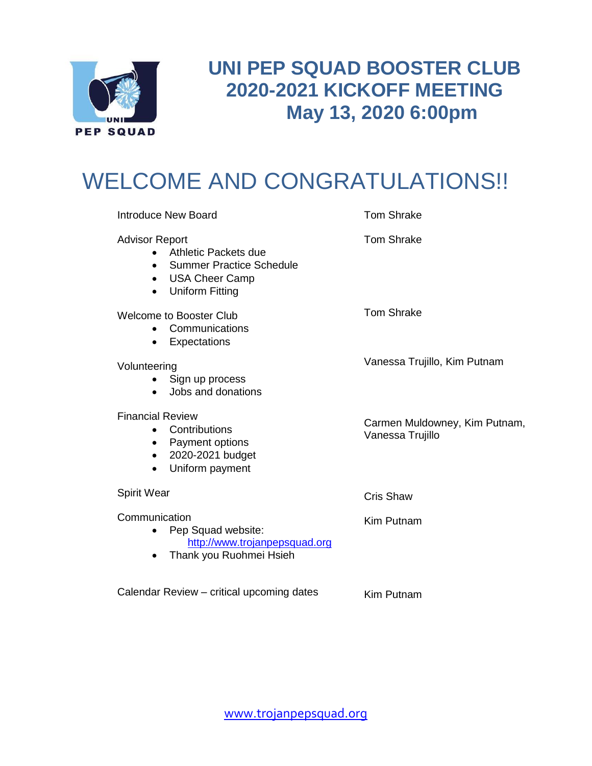# UNI PEP SQUAD BOOSTER CLUB 2020-2021 KICKOFF MEETING May 13, 2020 6:00pm

## WELCOME AND CONGRATULATIONS!!

| Agenda Item | Presenter |
|---|---|
| Introduce New Board | Tom Shrake |
| Advisor Report<br>• Athletic Packets due<br>• Summer Practice Schedule<br>• USA Cheer Camp<br>• Uniform Fitting | Tom Shrake |
| Welcome to Booster Club<br>• Communications<br>• Expectations | Tom Shrake |
| Volunteering<br>• Sign up process<br>• Jobs and donations | Vanessa Trujillo, Kim Putnam |
| Financial Review<br>• Contributions<br>• Payment options<br>• 2020-2021 budget<br>• Uniform payment | Carmen Muldowney, Kim Putnam, Vanessa Trujillo |
| Spirit Wear | Cris Shaw |
| Communication<br>• Pep Squad website: http://www.trojanpepsquad.org<br>• Thank you Ruohmei Hsieh | Kim Putnam |
| Calendar Review – critical upcoming dates | Kim Putnam |

www.trojanpepsquad.org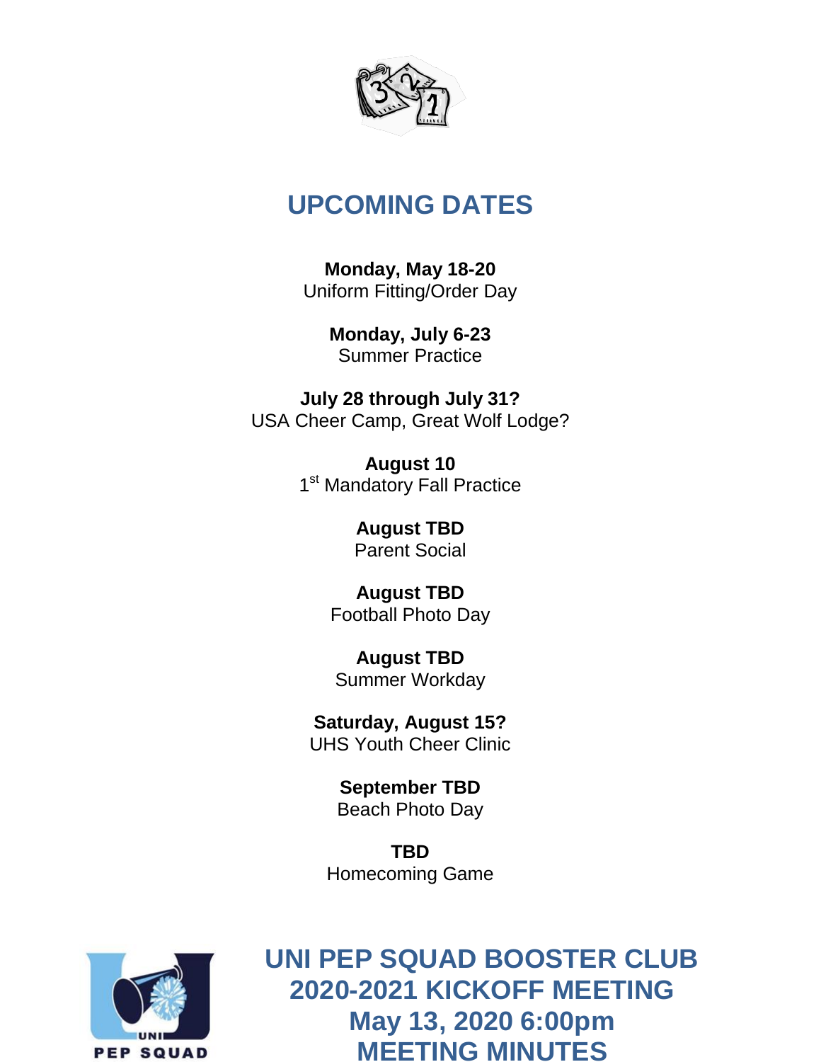# UPCOMING DATES

**Monday, May 18-20**
Uniform Fitting/Order Day

**Monday, July 6-23**
Summer Practice

**July 28 through July 31?**
USA Cheer Camp, Great Wolf Lodge?

**August 10**
1st Mandatory Fall Practice

**August TBD**
Parent Social

**August TBD**
Football Photo Day

**August TBD**
Summer Workday

**Saturday, August 15?**
UHS Youth Cheer Clinic

**September TBD**
Beach Photo Day

**TBD**
Homecoming Game

## UNI PEP SQUAD BOOSTER CLUB 2020-2021 KICKOFF MEETING May 13, 2020 6:00pm MEETING MINUTES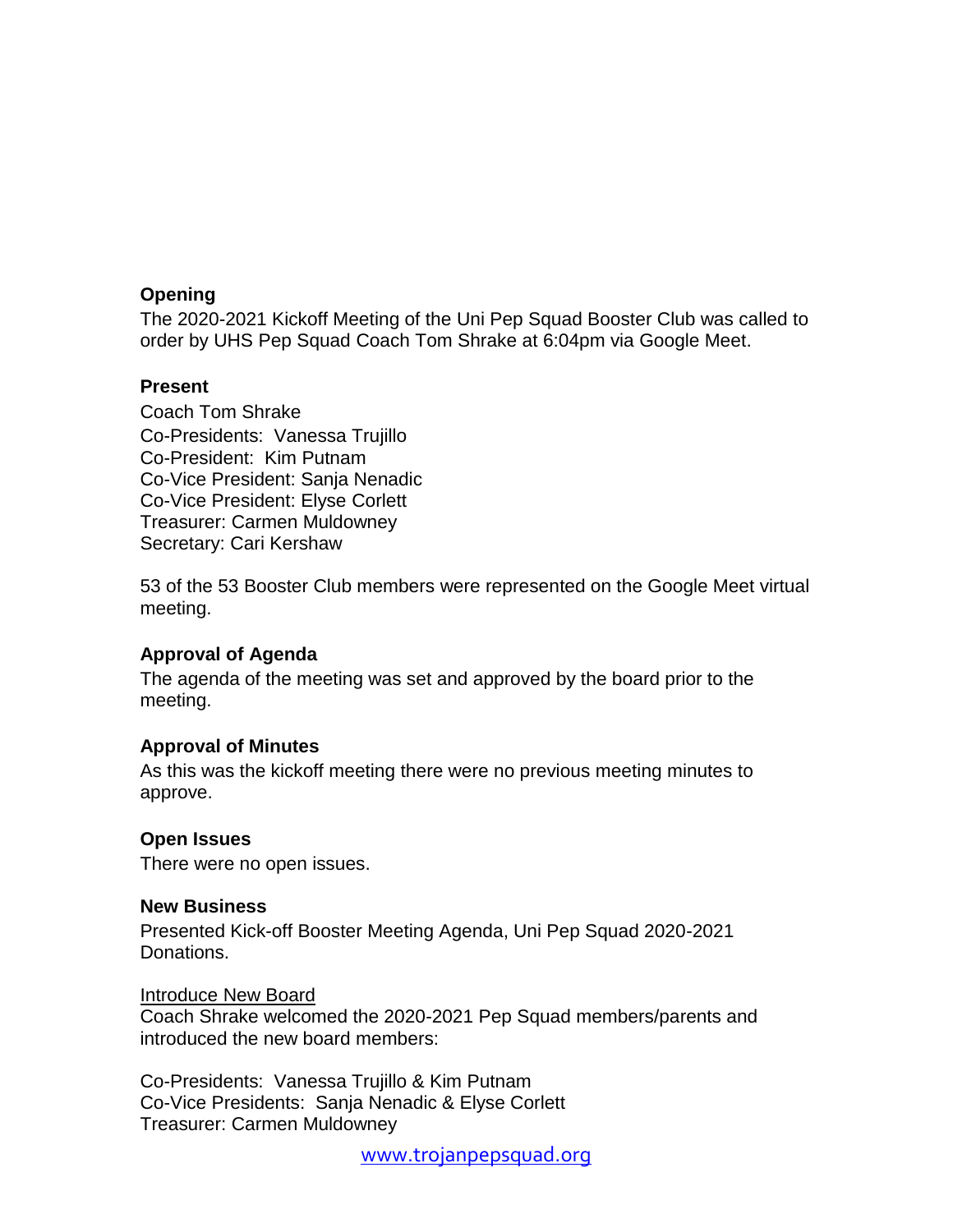**Opening**

The 2020-2021 Kickoff Meeting of the Uni Pep Squad Booster Club was called to order by UHS Pep Squad Coach Tom Shrake at 6:04pm via Google Meet.

**Present**

Coach Tom Shrake
Co-Presidents: Vanessa Trujillo
Co-President: Kim Putnam
Co-Vice President: Sanja Nenadic
Co-Vice President: Elyse Corlett
Treasurer: Carmen Muldowney
Secretary: Cari Kershaw

53 of the 53 Booster Club members were represented on the Google Meet virtual meeting.

**Approval of Agenda**

The agenda of the meeting was set and approved by the board prior to the meeting.

**Approval of Minutes**

As this was the kickoff meeting there were no previous meeting minutes to approve.

**Open Issues**

There were no open issues.

**New Business**

Presented Kick-off Booster Meeting Agenda, Uni Pep Squad 2020-2021 Donations.

Introduce New Board

Coach Shrake welcomed the 2020-2021 Pep Squad members/parents and introduced the new board members:

Co-Presidents: Vanessa Trujillo & Kim Putnam
Co-Vice Presidents: Sanja Nenadic & Elyse Corlett
Treasurer: Carmen Muldowney

www.trojanpepsquad.org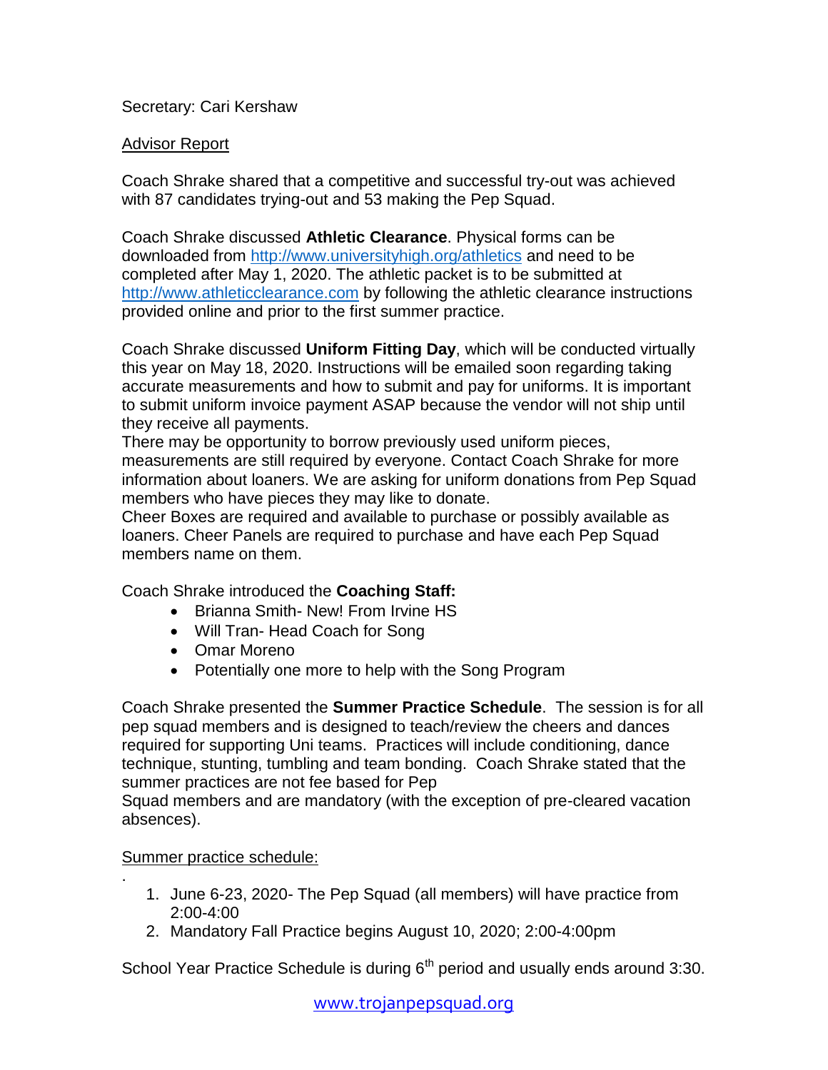Secretary: Cari Kershaw

Advisor Report

Coach Shrake shared that a competitive and successful try-out was achieved with 87 candidates trying-out and 53 making the Pep Squad.

Coach Shrake discussed **Athletic Clearance**. Physical forms can be downloaded from http://www.universityhigh.org/athletics and need to be completed after May 1, 2020. The athletic packet is to be submitted at http://www.athleticclearance.com by following the athletic clearance instructions provided online and prior to the first summer practice.

Coach Shrake discussed **Uniform Fitting Day**, which will be conducted virtually this year on May 18, 2020. Instructions will be emailed soon regarding taking accurate measurements and how to submit and pay for uniforms. It is important to submit uniform invoice payment ASAP because the vendor will not ship until they receive all payments.
There may be opportunity to borrow previously used uniform pieces, measurements are still required by everyone. Contact Coach Shrake for more information about loaners. We are asking for uniform donations from Pep Squad members who have pieces they may like to donate.
Cheer Boxes are required and available to purchase or possibly available as loaners. Cheer Panels are required to purchase and have each Pep Squad members name on them.

Coach Shrake introduced the **Coaching Staff:**

- Brianna Smith- New! From Irvine HS
- Will Tran- Head Coach for Song
- Omar Moreno
- Potentially one more to help with the Song Program

Coach Shrake presented the **Summer Practice Schedule**. The session is for all pep squad members and is designed to teach/review the cheers and dances required for supporting Uni teams. Practices will include conditioning, dance technique, stunting, tumbling and team bonding. Coach Shrake stated that the summer practices are not fee based for Pep Squad members and are mandatory (with the exception of pre-cleared vacation absences).

Summer practice schedule:

.

1. June 6-23, 2020- The Pep Squad (all members) will have practice from 2:00-4:00
2. Mandatory Fall Practice begins August 10, 2020; 2:00-4:00pm

School Year Practice Schedule is during 6th period and usually ends around 3:30.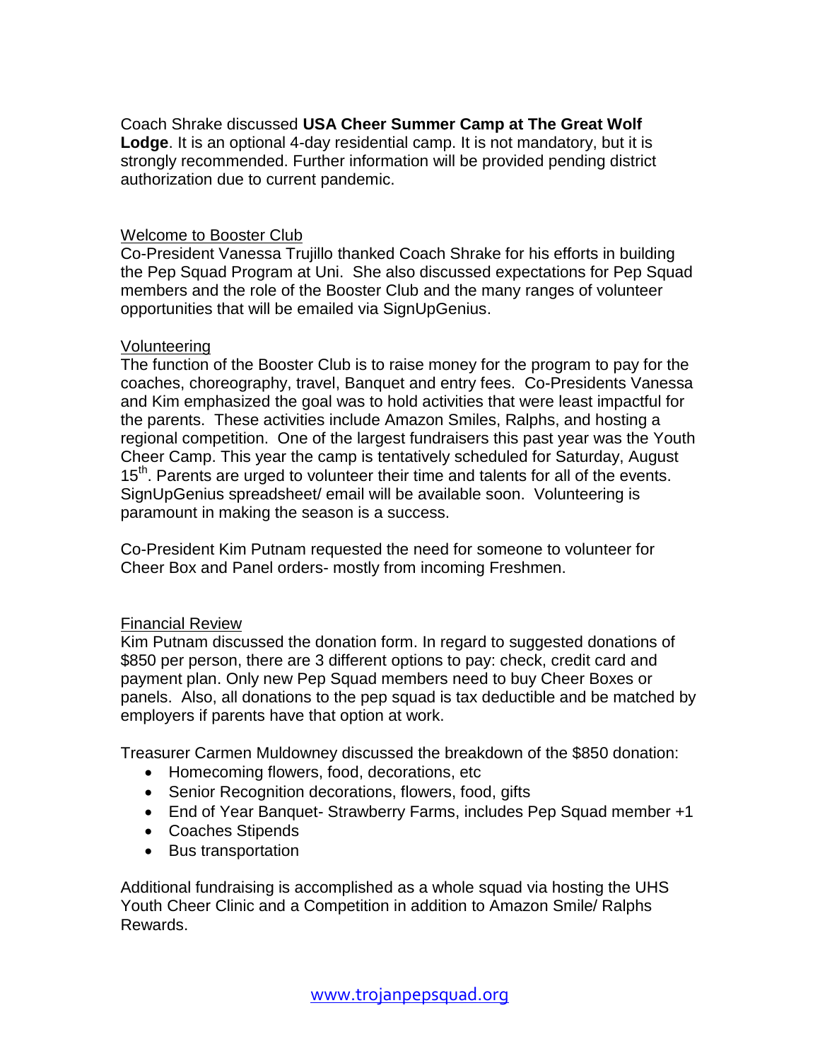Coach Shrake discussed **USA Cheer Summer Camp at The Great Wolf Lodge**. It is an optional 4-day residential camp. It is not mandatory, but it is strongly recommended. Further information will be provided pending district authorization due to current pandemic.

## Welcome to Booster Club

Co-President Vanessa Trujillo thanked Coach Shrake for his efforts in building the Pep Squad Program at Uni. She also discussed expectations for Pep Squad members and the role of the Booster Club and the many ranges of volunteer opportunities that will be emailed via SignUpGenius.

## Volunteering

The function of the Booster Club is to raise money for the program to pay for the coaches, choreography, travel, Banquet and entry fees. Co-Presidents Vanessa and Kim emphasized the goal was to hold activities that were least impactful for the parents. These activities include Amazon Smiles, Ralphs, and hosting a regional competition. One of the largest fundraisers this past year was the Youth Cheer Camp. This year the camp is tentatively scheduled for Saturday, August 15th. Parents are urged to volunteer their time and talents for all of the events. SignUpGenius spreadsheet/ email will be available soon. Volunteering is paramount in making the season is a success.

Co-President Kim Putnam requested the need for someone to volunteer for Cheer Box and Panel orders- mostly from incoming Freshmen.

## Financial Review

Kim Putnam discussed the donation form. In regard to suggested donations of $850 per person, there are 3 different options to pay: check, credit card and payment plan. Only new Pep Squad members need to buy Cheer Boxes or panels. Also, all donations to the pep squad is tax deductible and be matched by employers if parents have that option at work.

Treasurer Carmen Muldowney discussed the breakdown of the $850 donation:

- Homecoming flowers, food, decorations, etc
- Senior Recognition decorations, flowers, food, gifts
- End of Year Banquet- Strawberry Farms, includes Pep Squad member +1
- Coaches Stipends
- Bus transportation

Additional fundraising is accomplished as a whole squad via hosting the UHS Youth Cheer Clinic and a Competition in addition to Amazon Smile/ Ralphs Rewards.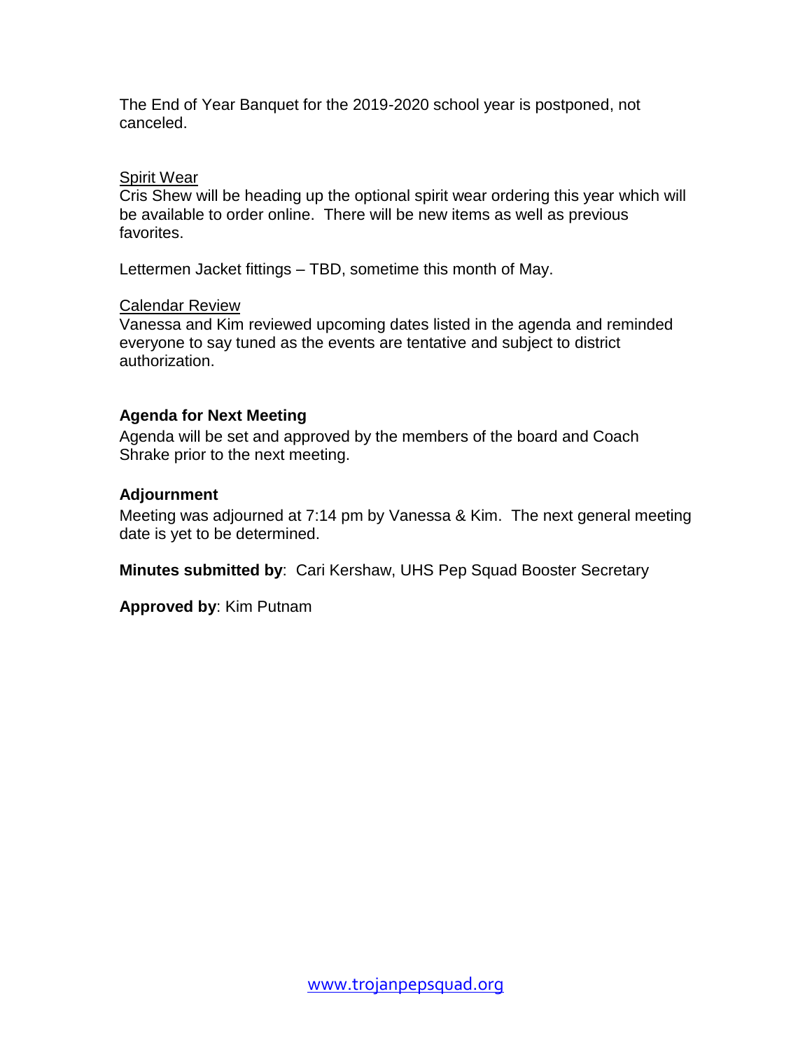The End of Year Banquet for the 2019-2020 school year is postponed, not canceled.

Spirit Wear

Cris Shew will be heading up the optional spirit wear ordering this year which will be available to order online. There will be new items as well as previous favorites.

Lettermen Jacket fittings – TBD, sometime this month of May.

Calendar Review

Vanessa and Kim reviewed upcoming dates listed in the agenda and reminded everyone to say tuned as the events are tentative and subject to district authorization.

**Agenda for Next Meeting**

Agenda will be set and approved by the members of the board and Coach Shrake prior to the next meeting.

**Adjournment**

Meeting was adjourned at 7:14 pm by Vanessa & Kim. The next general meeting date is yet to be determined.

**Minutes submitted by**: Cari Kershaw, UHS Pep Squad Booster Secretary

**Approved by**: Kim Putnam

www.trojanpepsquad.org